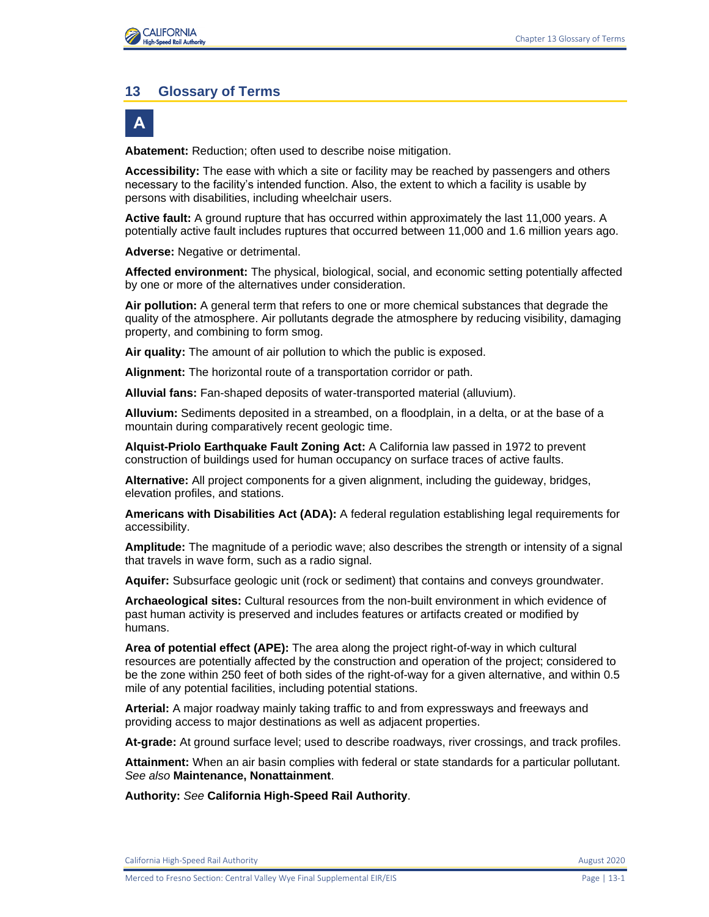# 13 Glossary of Terms

## A

**Abatement:** Reduction; often used to describe noise mitigation.

**Accessibility:** The ease with which a site or facility may be reached by passengers and others necessary to the facility's intended function. Also, the extent to which a facility is usable by persons with disabilities, including wheelchair users.

**Active fault:** A ground rupture that has occurred within approximately the last 11,000 years. A potentially active fault includes ruptures that occurred between 11,000 and 1.6 million years ago.

**Adverse:** Negative or detrimental.

**Affected environment:** The physical, biological, social, and economic setting potentially affected by one or more of the alternatives under consideration.

**Air pollution:** A general term that refers to one or more chemical substances that degrade the quality of the atmosphere. Air pollutants degrade the atmosphere by reducing visibility, damaging property, and combining to form smog.

**Air quality:** The amount of air pollution to which the public is exposed.

**Alignment:** The horizontal route of a transportation corridor or path.

**Alluvial fans:** Fan-shaped deposits of water-transported material (alluvium).

**Alluvium:** Sediments deposited in a streambed, on a floodplain, in a delta, or at the base of a mountain during comparatively recent geologic time.

**Alquist-Priolo Earthquake Fault Zoning Act:** A California law passed in 1972 to prevent construction of buildings used for human occupancy on surface traces of active faults.

**Alternative:** All project components for a given alignment, including the guideway, bridges, elevation profiles, and stations.

**Americans with Disabilities Act (ADA):** A federal regulation establishing legal requirements for accessibility.

**Amplitude:** The magnitude of a periodic wave; also describes the strength or intensity of a signal that travels in wave form, such as a radio signal.

**Aquifer:** Subsurface geologic unit (rock or sediment) that contains and conveys groundwater.

**Archaeological sites:** Cultural resources from the non-built environment in which evidence of past human activity is preserved and includes features or artifacts created or modified by humans.

**Area of potential effect (APE):** The area along the project right-of-way in which cultural resources are potentially affected by the construction and operation of the project; considered to be the zone within 250 feet of both sides of the right-of-way for a given alternative, and within 0.5 mile of any potential facilities, including potential stations.

**Arterial:** A major roadway mainly taking traffic to and from expressways and freeways and providing access to major destinations as well as adjacent properties.

**At-grade:** At ground surface level; used to describe roadways, river crossings, and track profiles.

**Attainment:** When an air basin complies with federal or state standards for a particular pollutant. *See also* **Maintenance, Nonattainment**.

**Authority:** *See* **California High-Speed Rail Authority**.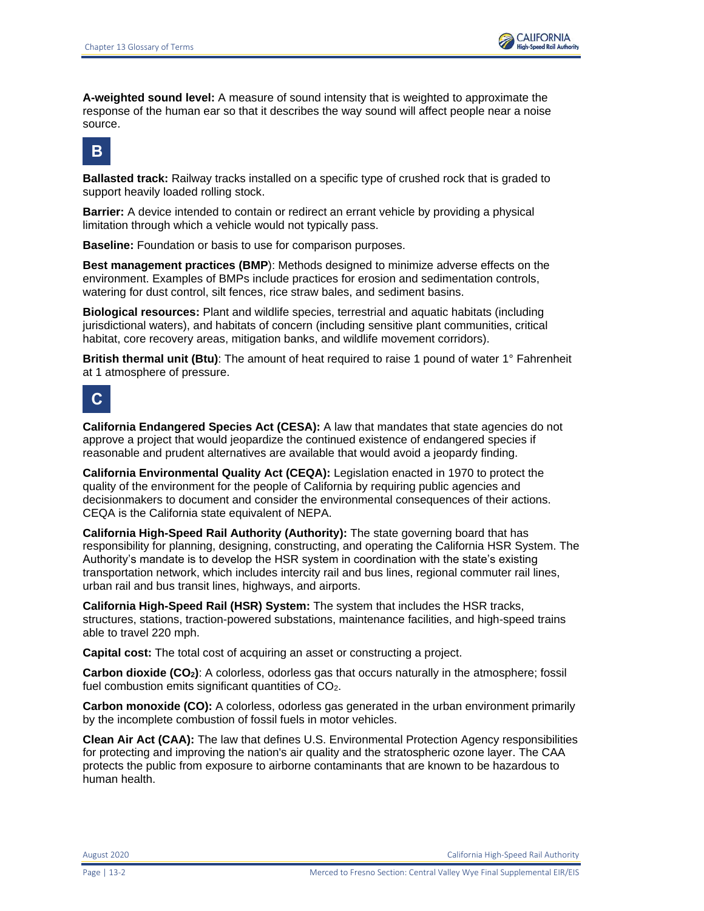**A-weighted sound level:** A measure of sound intensity that is weighted to approximate the response of the human ear so that it describes the way sound will affect people near a noise source.

## B

**Ballasted track:** Railway tracks installed on a specific type of crushed rock that is graded to support heavily loaded rolling stock.

**Barrier:** A device intended to contain or redirect an errant vehicle by providing a physical limitation through which a vehicle would not typically pass.

**Baseline:** Foundation or basis to use for comparison purposes.

**Best management practices (BMP**): Methods designed to minimize adverse effects on the environment. Examples of BMPs include practices for erosion and sedimentation controls, watering for dust control, silt fences, rice straw bales, and sediment basins.

**Biological resources:** Plant and wildlife species, terrestrial and aquatic habitats (including jurisdictional waters), and habitats of concern (including sensitive plant communities, critical habitat, core recovery areas, mitigation banks, and wildlife movement corridors).

**British thermal unit (Btu)**: The amount of heat required to raise 1 pound of water 1° Fahrenheit at 1 atmosphere of pressure.

## C

**California Endangered Species Act (CESA):** A law that mandates that state agencies do not approve a project that would jeopardize the continued existence of endangered species if reasonable and prudent alternatives are available that would avoid a jeopardy finding.

**California Environmental Quality Act (CEQA):** Legislation enacted in 1970 to protect the quality of the environment for the people of California by requiring public agencies and decisionmakers to document and consider the environmental consequences of their actions. CEQA is the California state equivalent of NEPA.

**California High-Speed Rail Authority (Authority):** The state governing board that has responsibility for planning, designing, constructing, and operating the California HSR System. The Authority's mandate is to develop the HSR system in coordination with the state's existing transportation network, which includes intercity rail and bus lines, regional commuter rail lines, urban rail and bus transit lines, highways, and airports.

**California High-Speed Rail (HSR) System:** The system that includes the HSR tracks, structures, stations, traction-powered substations, maintenance facilities, and high-speed trains able to travel 220 mph.

**Capital cost:** The total cost of acquiring an asset or constructing a project.

**Carbon dioxide ($CO_2$)**: A colorless, odorless gas that occurs naturally in the atmosphere; fossil fuel combustion emits significant quantities of $CO_2$.

**Carbon monoxide (CO):** A colorless, odorless gas generated in the urban environment primarily by the incomplete combustion of fossil fuels in motor vehicles.

**Clean Air Act (CAA):** The law that defines U.S. Environmental Protection Agency responsibilities for protecting and improving the nation's air quality and the stratospheric ozone layer. The CAA protects the public from exposure to airborne contaminants that are known to be hazardous to human health.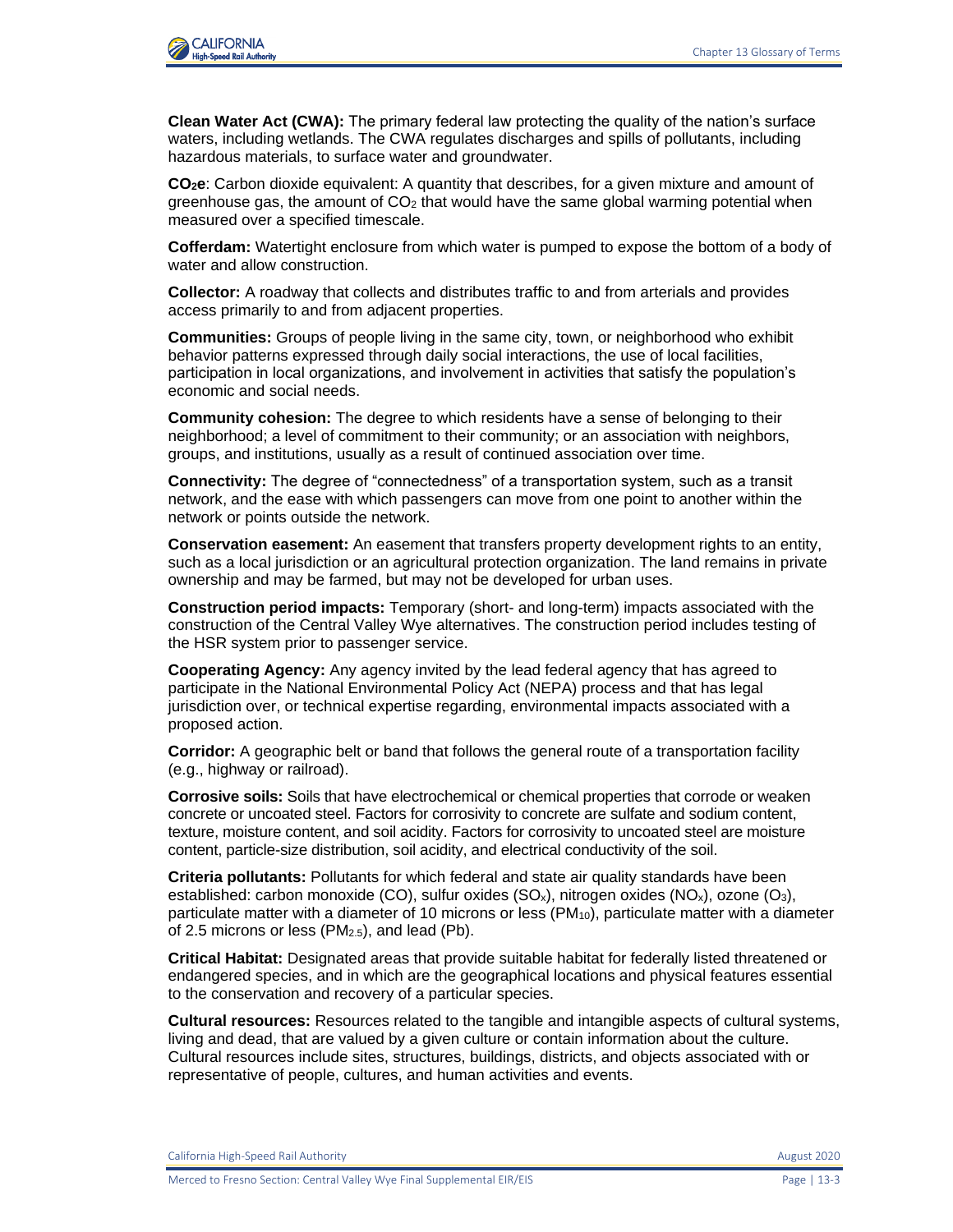**Clean Water Act (CWA):** The primary federal law protecting the quality of the nation's surface waters, including wetlands. The CWA regulates discharges and spills of pollutants, including hazardous materials, to surface water and groundwater.

**$CO_2e$**: Carbon dioxide equivalent: A quantity that describes, for a given mixture and amount of greenhouse gas, the amount of $CO_2$ that would have the same global warming potential when measured over a specified timescale.

**Cofferdam:** Watertight enclosure from which water is pumped to expose the bottom of a body of water and allow construction.

**Collector:** A roadway that collects and distributes traffic to and from arterials and provides access primarily to and from adjacent properties.

**Communities:** Groups of people living in the same city, town, or neighborhood who exhibit behavior patterns expressed through daily social interactions, the use of local facilities, participation in local organizations, and involvement in activities that satisfy the population's economic and social needs.

**Community cohesion:** The degree to which residents have a sense of belonging to their neighborhood; a level of commitment to their community; or an association with neighbors, groups, and institutions, usually as a result of continued association over time.

**Connectivity:** The degree of "connectedness" of a transportation system, such as a transit network, and the ease with which passengers can move from one point to another within the network or points outside the network.

**Conservation easement:** An easement that transfers property development rights to an entity, such as a local jurisdiction or an agricultural protection organization. The land remains in private ownership and may be farmed, but may not be developed for urban uses.

**Construction period impacts:** Temporary (short- and long-term) impacts associated with the construction of the Central Valley Wye alternatives. The construction period includes testing of the HSR system prior to passenger service.

**Cooperating Agency:** Any agency invited by the lead federal agency that has agreed to participate in the National Environmental Policy Act (NEPA) process and that has legal jurisdiction over, or technical expertise regarding, environmental impacts associated with a proposed action.

**Corridor:** A geographic belt or band that follows the general route of a transportation facility (e.g., highway or railroad).

**Corrosive soils:** Soils that have electrochemical or chemical properties that corrode or weaken concrete or uncoated steel. Factors for corrosivity to concrete are sulfate and sodium content, texture, moisture content, and soil acidity. Factors for corrosivity to uncoated steel are moisture content, particle-size distribution, soil acidity, and electrical conductivity of the soil.

**Criteria pollutants:** Pollutants for which federal and state air quality standards have been established: carbon monoxide (CO), sulfur oxides ($SO_x$), nitrogen oxides ($NO_x$), ozone ($O_3$), particulate matter with a diameter of 10 microns or less ($PM_{10}$), particulate matter with a diameter of 2.5 microns or less ($PM_{2.5}$), and lead (Pb).

**Critical Habitat:** Designated areas that provide suitable habitat for federally listed threatened or endangered species, and in which are the geographical locations and physical features essential to the conservation and recovery of a particular species.

**Cultural resources:** Resources related to the tangible and intangible aspects of cultural systems, living and dead, that are valued by a given culture or contain information about the culture. Cultural resources include sites, structures, buildings, districts, and objects associated with or representative of people, cultures, and human activities and events.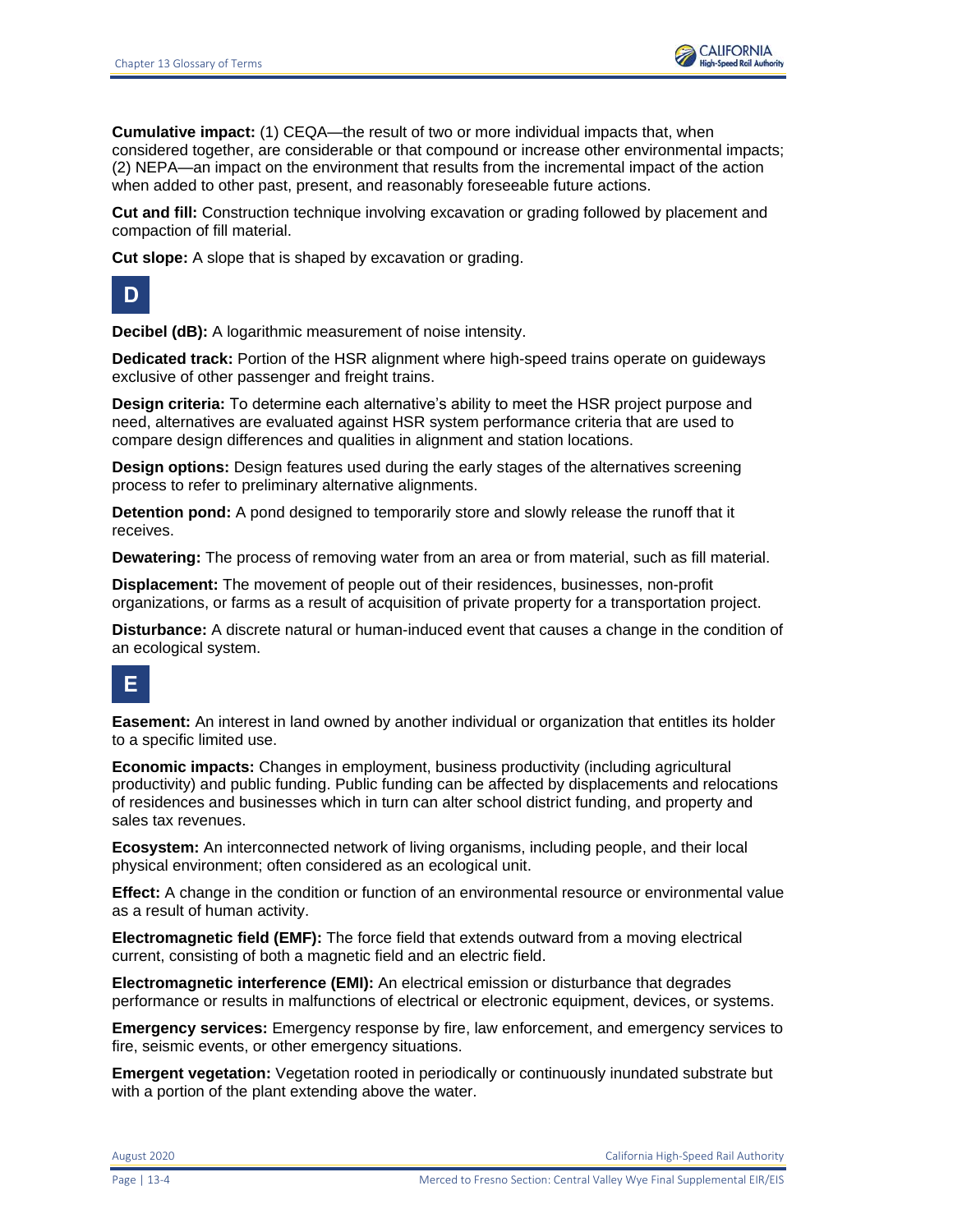**Cumulative impact:** (1) CEQA—the result of two or more individual impacts that, when considered together, are considerable or that compound or increase other environmental impacts; (2) NEPA—an impact on the environment that results from the incremental impact of the action when added to other past, present, and reasonably foreseeable future actions.

**Cut and fill:** Construction technique involving excavation or grading followed by placement and compaction of fill material.

**Cut slope:** A slope that is shaped by excavation or grading.

## D

**Decibel (dB):** A logarithmic measurement of noise intensity.

**Dedicated track:** Portion of the HSR alignment where high-speed trains operate on guideways exclusive of other passenger and freight trains.

**Design criteria:** To determine each alternative's ability to meet the HSR project purpose and need, alternatives are evaluated against HSR system performance criteria that are used to compare design differences and qualities in alignment and station locations.

**Design options:** Design features used during the early stages of the alternatives screening process to refer to preliminary alternative alignments.

**Detention pond:** A pond designed to temporarily store and slowly release the runoff that it receives.

**Dewatering:** The process of removing water from an area or from material, such as fill material.

**Displacement:** The movement of people out of their residences, businesses, non-profit organizations, or farms as a result of acquisition of private property for a transportation project.

**Disturbance:** A discrete natural or human-induced event that causes a change in the condition of an ecological system.

## E

**Easement:** An interest in land owned by another individual or organization that entitles its holder to a specific limited use.

**Economic impacts:** Changes in employment, business productivity (including agricultural productivity) and public funding. Public funding can be affected by displacements and relocations of residences and businesses which in turn can alter school district funding, and property and sales tax revenues.

**Ecosystem:** An interconnected network of living organisms, including people, and their local physical environment; often considered as an ecological unit.

**Effect:** A change in the condition or function of an environmental resource or environmental value as a result of human activity.

**Electromagnetic field (EMF):** The force field that extends outward from a moving electrical current, consisting of both a magnetic field and an electric field.

**Electromagnetic interference (EMI):** An electrical emission or disturbance that degrades performance or results in malfunctions of electrical or electronic equipment, devices, or systems.

**Emergency services:** Emergency response by fire, law enforcement, and emergency services to fire, seismic events, or other emergency situations.

**Emergent vegetation:** Vegetation rooted in periodically or continuously inundated substrate but with a portion of the plant extending above the water.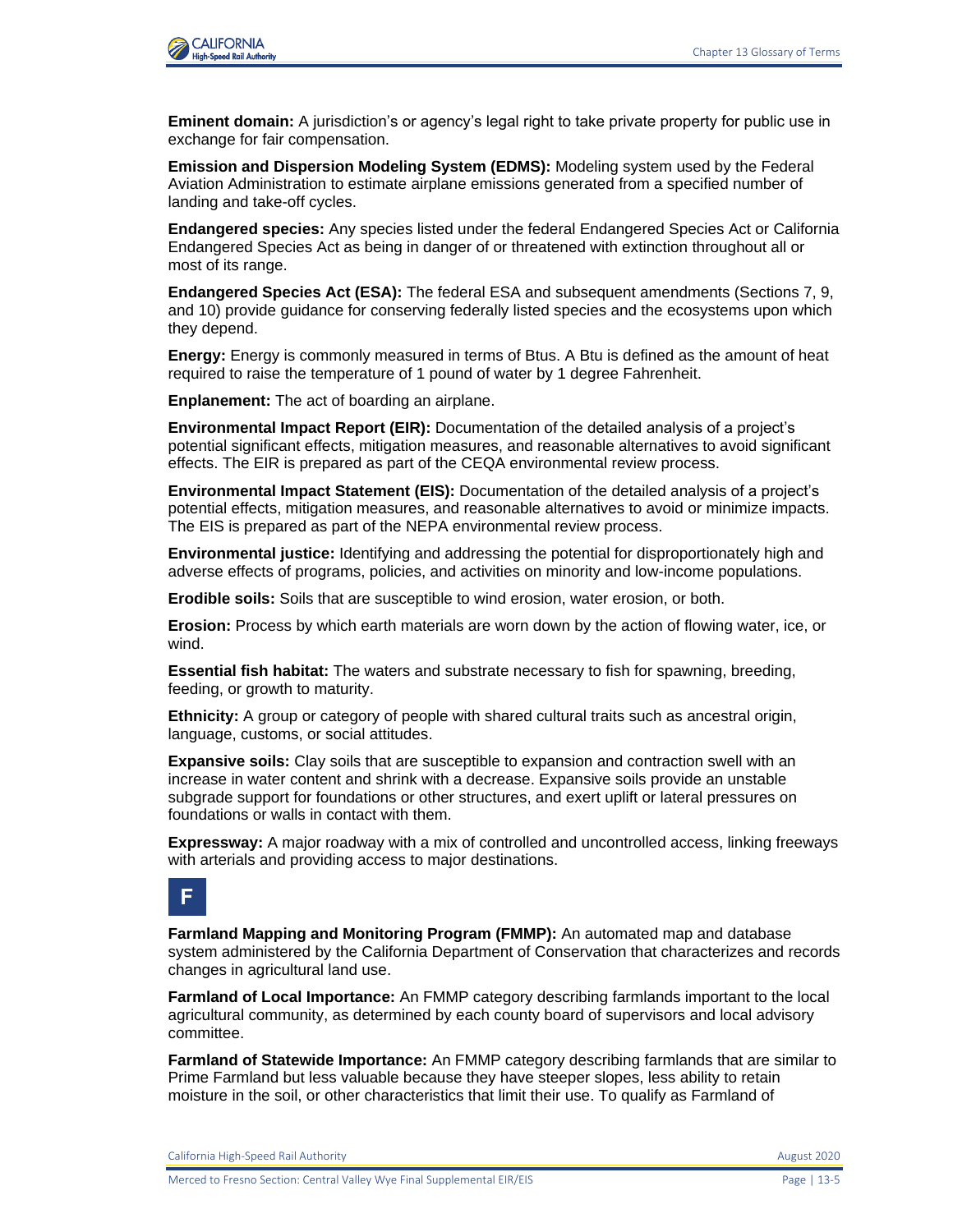**Eminent domain:** A jurisdiction's or agency's legal right to take private property for public use in exchange for fair compensation.

**Emission and Dispersion Modeling System (EDMS):** Modeling system used by the Federal Aviation Administration to estimate airplane emissions generated from a specified number of landing and take-off cycles.

**Endangered species:** Any species listed under the federal Endangered Species Act or California Endangered Species Act as being in danger of or threatened with extinction throughout all or most of its range.

**Endangered Species Act (ESA):** The federal ESA and subsequent amendments (Sections 7, 9, and 10) provide guidance for conserving federally listed species and the ecosystems upon which they depend.

**Energy:** Energy is commonly measured in terms of Btus. A Btu is defined as the amount of heat required to raise the temperature of 1 pound of water by 1 degree Fahrenheit.

**Enplanement:** The act of boarding an airplane.

**Environmental Impact Report (EIR):** Documentation of the detailed analysis of a project's potential significant effects, mitigation measures, and reasonable alternatives to avoid significant effects. The EIR is prepared as part of the CEQA environmental review process.

**Environmental Impact Statement (EIS):** Documentation of the detailed analysis of a project's potential effects, mitigation measures, and reasonable alternatives to avoid or minimize impacts. The EIS is prepared as part of the NEPA environmental review process.

**Environmental justice:** Identifying and addressing the potential for disproportionately high and adverse effects of programs, policies, and activities on minority and low-income populations.

**Erodible soils:** Soils that are susceptible to wind erosion, water erosion, or both.

**Erosion:** Process by which earth materials are worn down by the action of flowing water, ice, or wind.

**Essential fish habitat:** The waters and substrate necessary to fish for spawning, breeding, feeding, or growth to maturity.

**Ethnicity:** A group or category of people with shared cultural traits such as ancestral origin, language, customs, or social attitudes.

**Expansive soils:** Clay soils that are susceptible to expansion and contraction swell with an increase in water content and shrink with a decrease. Expansive soils provide an unstable subgrade support for foundations or other structures, and exert uplift or lateral pressures on foundations or walls in contact with them.

**Expressway:** A major roadway with a mix of controlled and uncontrolled access, linking freeways with arterials and providing access to major destinations.

## F

**Farmland Mapping and Monitoring Program (FMMP):** An automated map and database system administered by the California Department of Conservation that characterizes and records changes in agricultural land use.

**Farmland of Local Importance:** An FMMP category describing farmlands important to the local agricultural community, as determined by each county board of supervisors and local advisory committee.

**Farmland of Statewide Importance:** An FMMP category describing farmlands that are similar to Prime Farmland but less valuable because they have steeper slopes, less ability to retain moisture in the soil, or other characteristics that limit their use. To qualify as Farmland of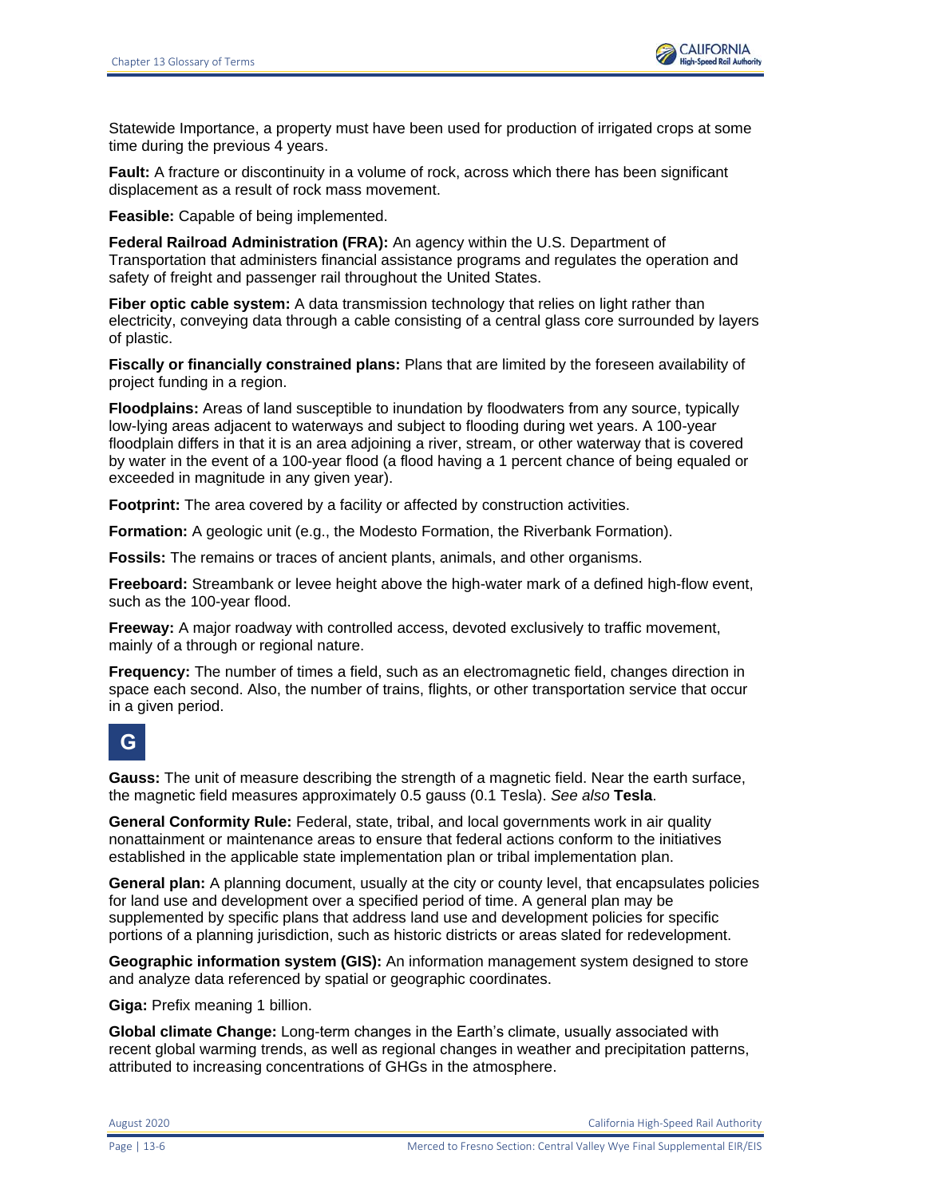Statewide Importance, a property must have been used for production of irrigated crops at some time during the previous 4 years.

**Fault:** A fracture or discontinuity in a volume of rock, across which there has been significant displacement as a result of rock mass movement.

**Feasible:** Capable of being implemented.

**Federal Railroad Administration (FRA):** An agency within the U.S. Department of Transportation that administers financial assistance programs and regulates the operation and safety of freight and passenger rail throughout the United States.

**Fiber optic cable system:** A data transmission technology that relies on light rather than electricity, conveying data through a cable consisting of a central glass core surrounded by layers of plastic.

**Fiscally or financially constrained plans:** Plans that are limited by the foreseen availability of project funding in a region.

**Floodplains:** Areas of land susceptible to inundation by floodwaters from any source, typically low-lying areas adjacent to waterways and subject to flooding during wet years. A 100-year floodplain differs in that it is an area adjoining a river, stream, or other waterway that is covered by water in the event of a 100-year flood (a flood having a 1 percent chance of being equaled or exceeded in magnitude in any given year).

**Footprint:** The area covered by a facility or affected by construction activities.

**Formation:** A geologic unit (e.g., the Modesto Formation, the Riverbank Formation).

**Fossils:** The remains or traces of ancient plants, animals, and other organisms.

**Freeboard:** Streambank or levee height above the high-water mark of a defined high-flow event, such as the 100-year flood.

**Freeway:** A major roadway with controlled access, devoted exclusively to traffic movement, mainly of a through or regional nature.

**Frequency:** The number of times a field, such as an electromagnetic field, changes direction in space each second. Also, the number of trains, flights, or other transportation service that occur in a given period.

## G

**Gauss:** The unit of measure describing the strength of a magnetic field. Near the earth surface, the magnetic field measures approximately 0.5 gauss (0.1 Tesla). *See also* **Tesla**.

**General Conformity Rule:** Federal, state, tribal, and local governments work in air quality nonattainment or maintenance areas to ensure that federal actions conform to the initiatives established in the applicable state implementation plan or tribal implementation plan.

**General plan:** A planning document, usually at the city or county level, that encapsulates policies for land use and development over a specified period of time. A general plan may be supplemented by specific plans that address land use and development policies for specific portions of a planning jurisdiction, such as historic districts or areas slated for redevelopment.

**Geographic information system (GIS):** An information management system designed to store and analyze data referenced by spatial or geographic coordinates.

**Giga:** Prefix meaning 1 billion.

**Global climate Change:** Long-term changes in the Earth's climate, usually associated with recent global warming trends, as well as regional changes in weather and precipitation patterns, attributed to increasing concentrations of GHGs in the atmosphere.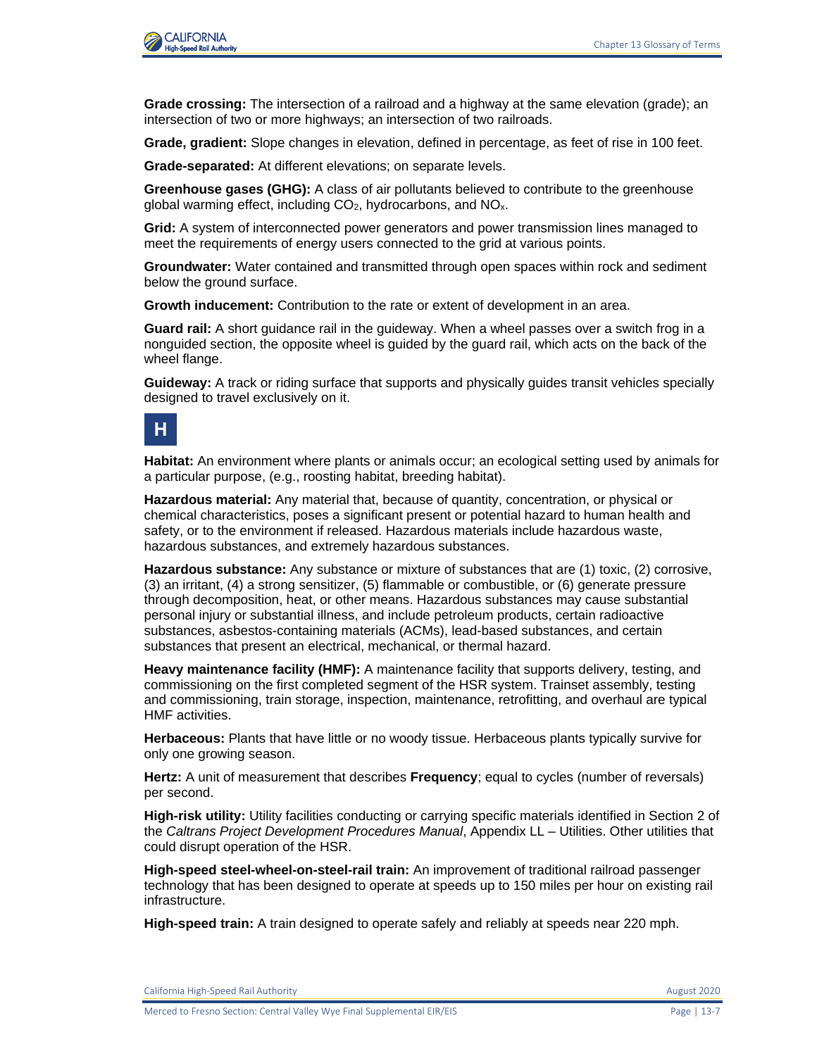**Grade crossing:** The intersection of a railroad and a highway at the same elevation (grade); an intersection of two or more highways; an intersection of two railroads.

**Grade, gradient:** Slope changes in elevation, defined in percentage, as feet of rise in 100 feet.

**Grade-separated:** At different elevations; on separate levels.

**Greenhouse gases (GHG):** A class of air pollutants believed to contribute to the greenhouse global warming effect, including $CO_2$, hydrocarbons, and $NO_x$.

**Grid:** A system of interconnected power generators and power transmission lines managed to meet the requirements of energy users connected to the grid at various points.

**Groundwater:** Water contained and transmitted through open spaces within rock and sediment below the ground surface.

**Growth inducement:** Contribution to the rate or extent of development in an area.

**Guard rail:** A short guidance rail in the guideway. When a wheel passes over a switch frog in a nonguided section, the opposite wheel is guided by the guard rail, which acts on the back of the wheel flange.

**Guideway:** A track or riding surface that supports and physically guides transit vehicles specially designed to travel exclusively on it.

## H

**Habitat:** An environment where plants or animals occur; an ecological setting used by animals for a particular purpose, (e.g., roosting habitat, breeding habitat).

**Hazardous material:** Any material that, because of quantity, concentration, or physical or chemical characteristics, poses a significant present or potential hazard to human health and safety, or to the environment if released. Hazardous materials include hazardous waste, hazardous substances, and extremely hazardous substances.

**Hazardous substance:** Any substance or mixture of substances that are (1) toxic, (2) corrosive, (3) an irritant, (4) a strong sensitizer, (5) flammable or combustible, or (6) generate pressure through decomposition, heat, or other means. Hazardous substances may cause substantial personal injury or substantial illness, and include petroleum products, certain radioactive substances, asbestos-containing materials (ACMs), lead-based substances, and certain substances that present an electrical, mechanical, or thermal hazard.

**Heavy maintenance facility (HMF):** A maintenance facility that supports delivery, testing, and commissioning on the first completed segment of the HSR system. Trainset assembly, testing and commissioning, train storage, inspection, maintenance, retrofitting, and overhaul are typical HMF activities.

**Herbaceous:** Plants that have little or no woody tissue. Herbaceous plants typically survive for only one growing season.

**Hertz:** A unit of measurement that describes **Frequency**; equal to cycles (number of reversals) per second.

**High-risk utility:** Utility facilities conducting or carrying specific materials identified in Section 2 of the *Caltrans Project Development Procedures Manual*, Appendix LL – Utilities. Other utilities that could disrupt operation of the HSR.

**High-speed steel-wheel-on-steel-rail train:** An improvement of traditional railroad passenger technology that has been designed to operate at speeds up to 150 miles per hour on existing rail infrastructure.

**High-speed train:** A train designed to operate safely and reliably at speeds near 220 mph.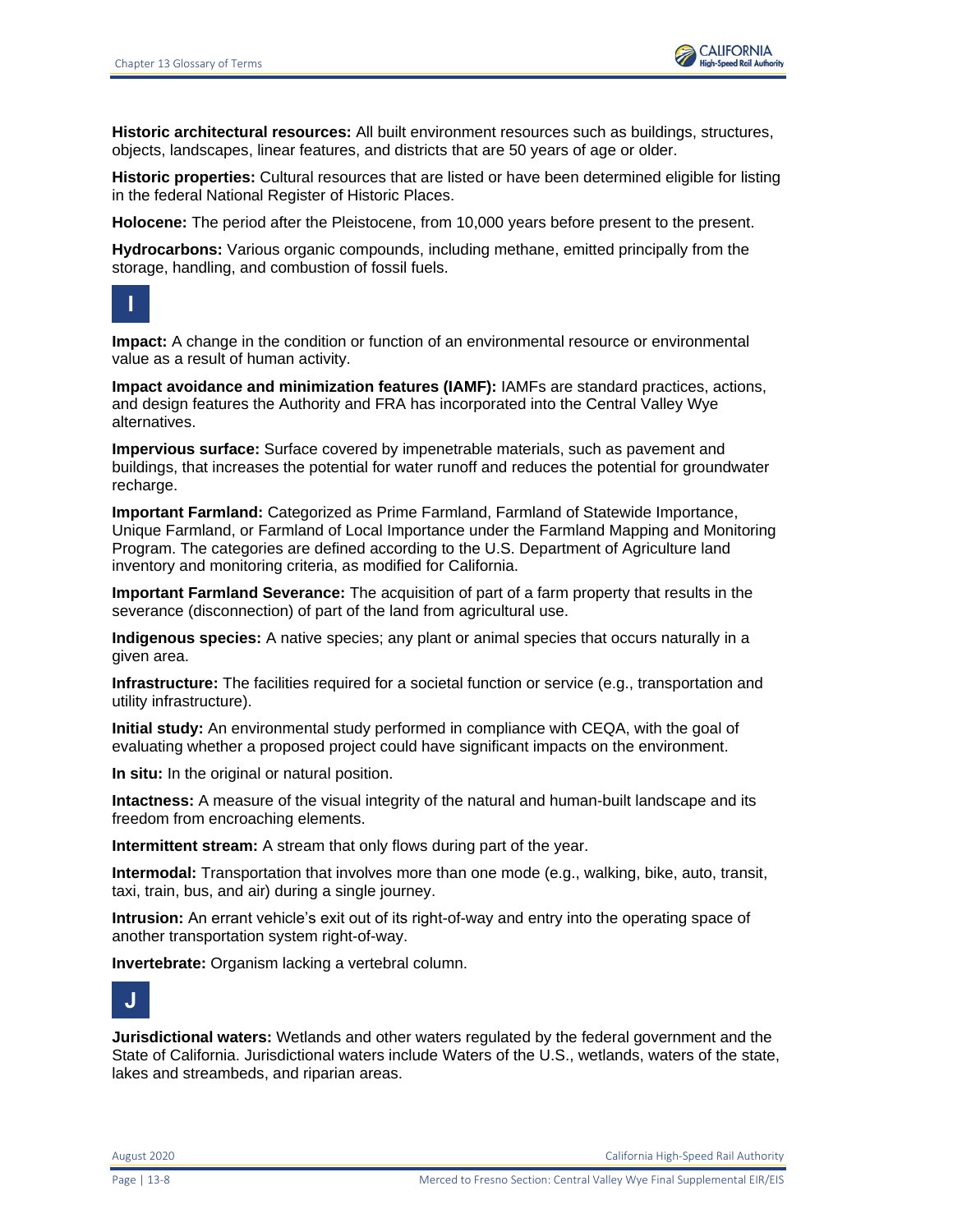**Historic architectural resources:** All built environment resources such as buildings, structures, objects, landscapes, linear features, and districts that are 50 years of age or older.

**Historic properties:** Cultural resources that are listed or have been determined eligible for listing in the federal National Register of Historic Places.

**Holocene:** The period after the Pleistocene, from 10,000 years before present to the present.

**Hydrocarbons:** Various organic compounds, including methane, emitted principally from the storage, handling, and combustion of fossil fuels.

## I

**Impact:** A change in the condition or function of an environmental resource or environmental value as a result of human activity.

**Impact avoidance and minimization features (IAMF):** IAMFs are standard practices, actions, and design features the Authority and FRA has incorporated into the Central Valley Wye alternatives.

**Impervious surface:** Surface covered by impenetrable materials, such as pavement and buildings, that increases the potential for water runoff and reduces the potential for groundwater recharge.

**Important Farmland:** Categorized as Prime Farmland, Farmland of Statewide Importance, Unique Farmland, or Farmland of Local Importance under the Farmland Mapping and Monitoring Program. The categories are defined according to the U.S. Department of Agriculture land inventory and monitoring criteria, as modified for California.

**Important Farmland Severance:** The acquisition of part of a farm property that results in the severance (disconnection) of part of the land from agricultural use.

**Indigenous species:** A native species; any plant or animal species that occurs naturally in a given area.

**Infrastructure:** The facilities required for a societal function or service (e.g., transportation and utility infrastructure).

**Initial study:** An environmental study performed in compliance with CEQA, with the goal of evaluating whether a proposed project could have significant impacts on the environment.

**In situ:** In the original or natural position.

**Intactness:** A measure of the visual integrity of the natural and human-built landscape and its freedom from encroaching elements.

**Intermittent stream:** A stream that only flows during part of the year.

**Intermodal:** Transportation that involves more than one mode (e.g., walking, bike, auto, transit, taxi, train, bus, and air) during a single journey.

**Intrusion:** An errant vehicle's exit out of its right-of-way and entry into the operating space of another transportation system right-of-way.

**Invertebrate:** Organism lacking a vertebral column.

## J

**Jurisdictional waters:** Wetlands and other waters regulated by the federal government and the State of California. Jurisdictional waters include Waters of the U.S., wetlands, waters of the state, lakes and streambeds, and riparian areas.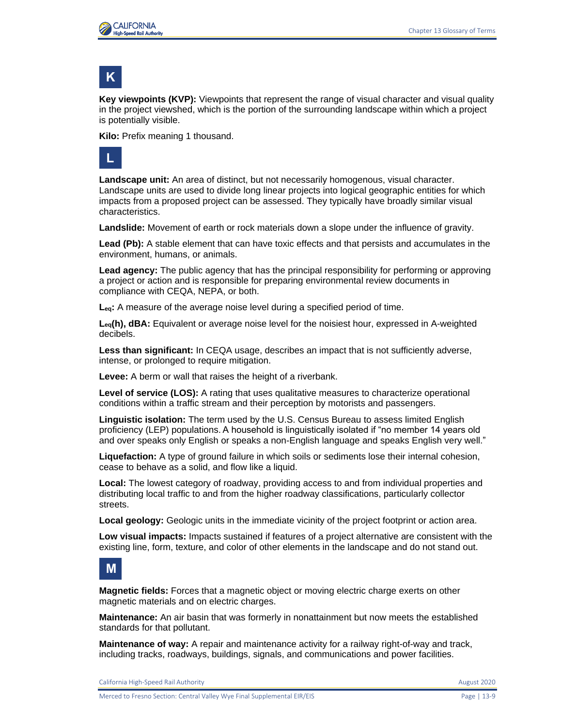## K

**Key viewpoints (KVP):** Viewpoints that represent the range of visual character and visual quality in the project viewshed, which is the portion of the surrounding landscape within which a project is potentially visible.

**Kilo:** Prefix meaning 1 thousand.

## L

**Landscape unit:** An area of distinct, but not necessarily homogenous, visual character. Landscape units are used to divide long linear projects into logical geographic entities for which impacts from a proposed project can be assessed. They typically have broadly similar visual characteristics.

**Landslide:** Movement of earth or rock materials down a slope under the influence of gravity.

**Lead (Pb):** A stable element that can have toxic effects and that persists and accumulates in the environment, humans, or animals.

**Lead agency:** The public agency that has the principal responsibility for performing or approving a project or action and is responsible for preparing environmental review documents in compliance with CEQA, NEPA, or both.

**$L_{eq}$:** A measure of the average noise level during a specified period of time.

**$L_{eq}$(h), dBA:** Equivalent or average noise level for the noisiest hour, expressed in A-weighted decibels.

**Less than significant:** In CEQA usage, describes an impact that is not sufficiently adverse, intense, or prolonged to require mitigation.

**Levee:** A berm or wall that raises the height of a riverbank.

**Level of service (LOS):** A rating that uses qualitative measures to characterize operational conditions within a traffic stream and their perception by motorists and passengers.

**Linguistic isolation:** The term used by the U.S. Census Bureau to assess limited English proficiency (LEP) populations. A household is linguistically isolated if "no member 14 years old and over speaks only English or speaks a non-English language and speaks English very well."

**Liquefaction:** A type of ground failure in which soils or sediments lose their internal cohesion, cease to behave as a solid, and flow like a liquid.

**Local:** The lowest category of roadway, providing access to and from individual properties and distributing local traffic to and from the higher roadway classifications, particularly collector streets.

**Local geology:** Geologic units in the immediate vicinity of the project footprint or action area.

**Low visual impacts:** Impacts sustained if features of a project alternative are consistent with the existing line, form, texture, and color of other elements in the landscape and do not stand out.

## M

**Magnetic fields:** Forces that a magnetic object or moving electric charge exerts on other magnetic materials and on electric charges.

**Maintenance:** An air basin that was formerly in nonattainment but now meets the established standards for that pollutant.

**Maintenance of way:** A repair and maintenance activity for a railway right-of-way and track, including tracks, roadways, buildings, signals, and communications and power facilities.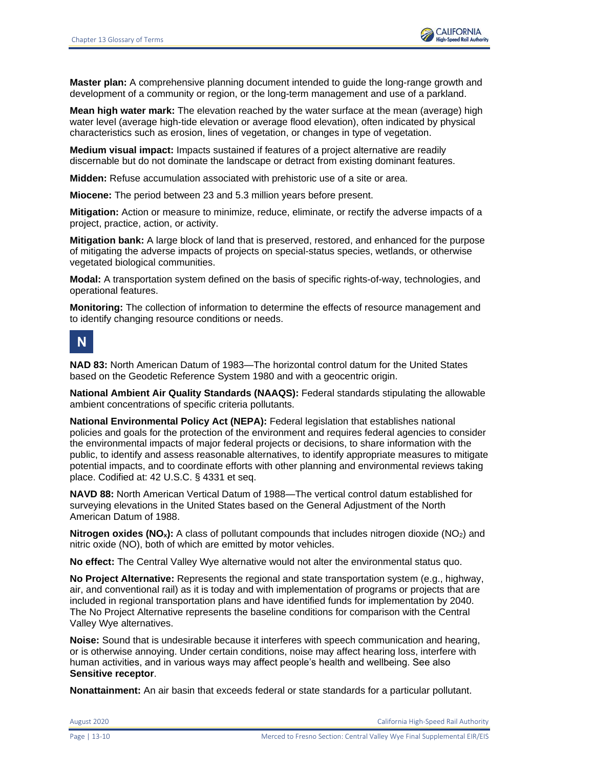**Master plan:** A comprehensive planning document intended to guide the long-range growth and development of a community or region, or the long-term management and use of a parkland.

**Mean high water mark:** The elevation reached by the water surface at the mean (average) high water level (average high-tide elevation or average flood elevation), often indicated by physical characteristics such as erosion, lines of vegetation, or changes in type of vegetation.

**Medium visual impact:** Impacts sustained if features of a project alternative are readily discernable but do not dominate the landscape or detract from existing dominant features.

**Midden:** Refuse accumulation associated with prehistoric use of a site or area.

**Miocene:** The period between 23 and 5.3 million years before present.

**Mitigation:** Action or measure to minimize, reduce, eliminate, or rectify the adverse impacts of a project, practice, action, or activity.

**Mitigation bank:** A large block of land that is preserved, restored, and enhanced for the purpose of mitigating the adverse impacts of projects on special-status species, wetlands, or otherwise vegetated biological communities.

**Modal:** A transportation system defined on the basis of specific rights-of-way, technologies, and operational features.

**Monitoring:** The collection of information to determine the effects of resource management and to identify changing resource conditions or needs.

## N

**NAD 83:** North American Datum of 1983—The horizontal control datum for the United States based on the Geodetic Reference System 1980 and with a geocentric origin.

**National Ambient Air Quality Standards (NAAQS):** Federal standards stipulating the allowable ambient concentrations of specific criteria pollutants.

**National Environmental Policy Act (NEPA):** Federal legislation that establishes national policies and goals for the protection of the environment and requires federal agencies to consider the environmental impacts of major federal projects or decisions, to share information with the public, to identify and assess reasonable alternatives, to identify appropriate measures to mitigate potential impacts, and to coordinate efforts with other planning and environmental reviews taking place. Codified at: 42 U.S.C. § 4331 et seq.

**NAVD 88:** North American Vertical Datum of 1988—The vertical control datum established for surveying elevations in the United States based on the General Adjustment of the North American Datum of 1988.

**Nitrogen oxides ($NO_x$):** A class of pollutant compounds that includes nitrogen dioxide ($NO_2$) and nitric oxide (NO), both of which are emitted by motor vehicles.

**No effect:** The Central Valley Wye alternative would not alter the environmental status quo.

**No Project Alternative:** Represents the regional and state transportation system (e.g., highway, air, and conventional rail) as it is today and with implementation of programs or projects that are included in regional transportation plans and have identified funds for implementation by 2040. The No Project Alternative represents the baseline conditions for comparison with the Central Valley Wye alternatives.

**Noise:** Sound that is undesirable because it interferes with speech communication and hearing, or is otherwise annoying. Under certain conditions, noise may affect hearing loss, interfere with human activities, and in various ways may affect people's health and wellbeing. See also **Sensitive receptor**.

**Nonattainment:** An air basin that exceeds federal or state standards for a particular pollutant.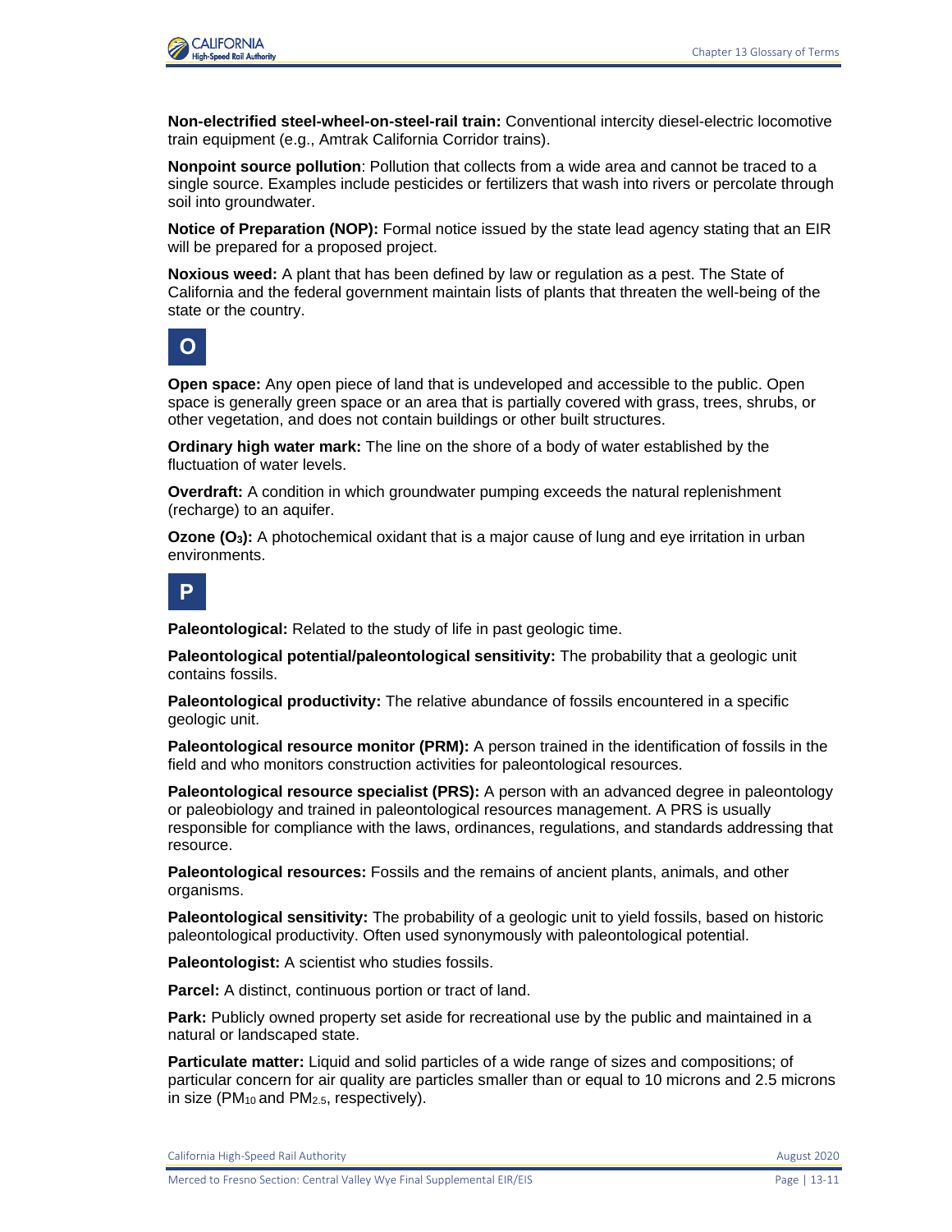**Non-electrified steel-wheel-on-steel-rail train:** Conventional intercity diesel-electric locomotive train equipment (e.g., Amtrak California Corridor trains).

**Nonpoint source pollution**: Pollution that collects from a wide area and cannot be traced to a single source. Examples include pesticides or fertilizers that wash into rivers or percolate through soil into groundwater.

**Notice of Preparation (NOP):** Formal notice issued by the state lead agency stating that an EIR will be prepared for a proposed project.

**Noxious weed:** A plant that has been defined by law or regulation as a pest. The State of California and the federal government maintain lists of plants that threaten the well-being of the state or the country.

## O

**Open space:** Any open piece of land that is undeveloped and accessible to the public. Open space is generally green space or an area that is partially covered with grass, trees, shrubs, or other vegetation, and does not contain buildings or other built structures.

**Ordinary high water mark:** The line on the shore of a body of water established by the fluctuation of water levels.

**Overdraft:** A condition in which groundwater pumping exceeds the natural replenishment (recharge) to an aquifer.

**Ozone ($O_3$):** A photochemical oxidant that is a major cause of lung and eye irritation in urban environments.

## P

**Paleontological:** Related to the study of life in past geologic time.

**Paleontological potential/paleontological sensitivity:** The probability that a geologic unit contains fossils.

**Paleontological productivity:** The relative abundance of fossils encountered in a specific geologic unit.

**Paleontological resource monitor (PRM):** A person trained in the identification of fossils in the field and who monitors construction activities for paleontological resources.

**Paleontological resource specialist (PRS):** A person with an advanced degree in paleontology or paleobiology and trained in paleontological resources management. A PRS is usually responsible for compliance with the laws, ordinances, regulations, and standards addressing that resource.

**Paleontological resources:** Fossils and the remains of ancient plants, animals, and other organisms.

**Paleontological sensitivity:** The probability of a geologic unit to yield fossils, based on historic paleontological productivity. Often used synonymously with paleontological potential.

**Paleontologist:** A scientist who studies fossils.

**Parcel:** A distinct, continuous portion or tract of land.

**Park:** Publicly owned property set aside for recreational use by the public and maintained in a natural or landscaped state.

**Particulate matter:** Liquid and solid particles of a wide range of sizes and compositions; of particular concern for air quality are particles smaller than or equal to 10 microns and 2.5 microns in size ($PM_{10}$ and $PM_{2.5}$, respectively).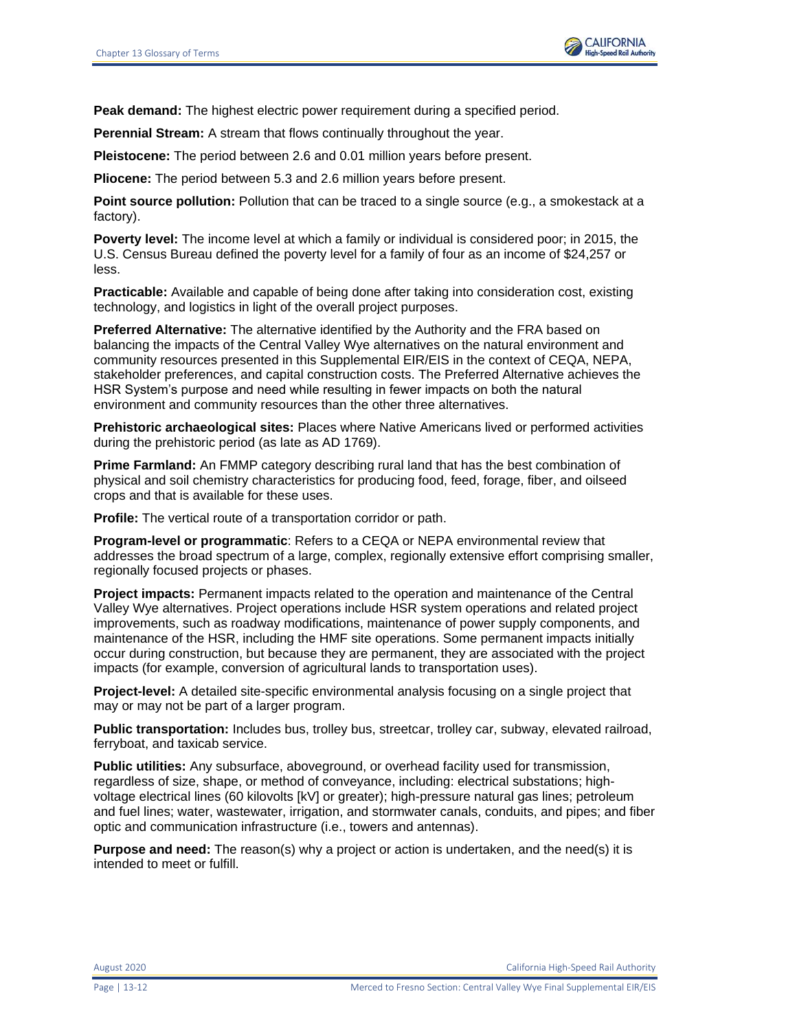**Peak demand:** The highest electric power requirement during a specified period.

**Perennial Stream:** A stream that flows continually throughout the year.

**Pleistocene:** The period between 2.6 and 0.01 million years before present.

**Pliocene:** The period between 5.3 and 2.6 million years before present.

**Point source pollution:** Pollution that can be traced to a single source (e.g., a smokestack at a factory).

**Poverty level:** The income level at which a family or individual is considered poor; in 2015, the U.S. Census Bureau defined the poverty level for a family of four as an income of $24,257 or less.

**Practicable:** Available and capable of being done after taking into consideration cost, existing technology, and logistics in light of the overall project purposes.

**Preferred Alternative:** The alternative identified by the Authority and the FRA based on balancing the impacts of the Central Valley Wye alternatives on the natural environment and community resources presented in this Supplemental EIR/EIS in the context of CEQA, NEPA, stakeholder preferences, and capital construction costs. The Preferred Alternative achieves the HSR System's purpose and need while resulting in fewer impacts on both the natural environment and community resources than the other three alternatives.

**Prehistoric archaeological sites:** Places where Native Americans lived or performed activities during the prehistoric period (as late as AD 1769).

**Prime Farmland:** An FMMP category describing rural land that has the best combination of physical and soil chemistry characteristics for producing food, feed, forage, fiber, and oilseed crops and that is available for these uses.

**Profile:** The vertical route of a transportation corridor or path.

**Program-level or programmatic**: Refers to a CEQA or NEPA environmental review that addresses the broad spectrum of a large, complex, regionally extensive effort comprising smaller, regionally focused projects or phases.

**Project impacts:** Permanent impacts related to the operation and maintenance of the Central Valley Wye alternatives. Project operations include HSR system operations and related project improvements, such as roadway modifications, maintenance of power supply components, and maintenance of the HSR, including the HMF site operations. Some permanent impacts initially occur during construction, but because they are permanent, they are associated with the project impacts (for example, conversion of agricultural lands to transportation uses).

**Project-level:** A detailed site-specific environmental analysis focusing on a single project that may or may not be part of a larger program.

**Public transportation:** Includes bus, trolley bus, streetcar, trolley car, subway, elevated railroad, ferryboat, and taxicab service.

**Public utilities:** Any subsurface, aboveground, or overhead facility used for transmission, regardless of size, shape, or method of conveyance, including: electrical substations; high-voltage electrical lines (60 kilovolts [kV] or greater); high-pressure natural gas lines; petroleum and fuel lines; water, wastewater, irrigation, and stormwater canals, conduits, and pipes; and fiber optic and communication infrastructure (i.e., towers and antennas).

**Purpose and need:** The reason(s) why a project or action is undertaken, and the need(s) it is intended to meet or fulfill.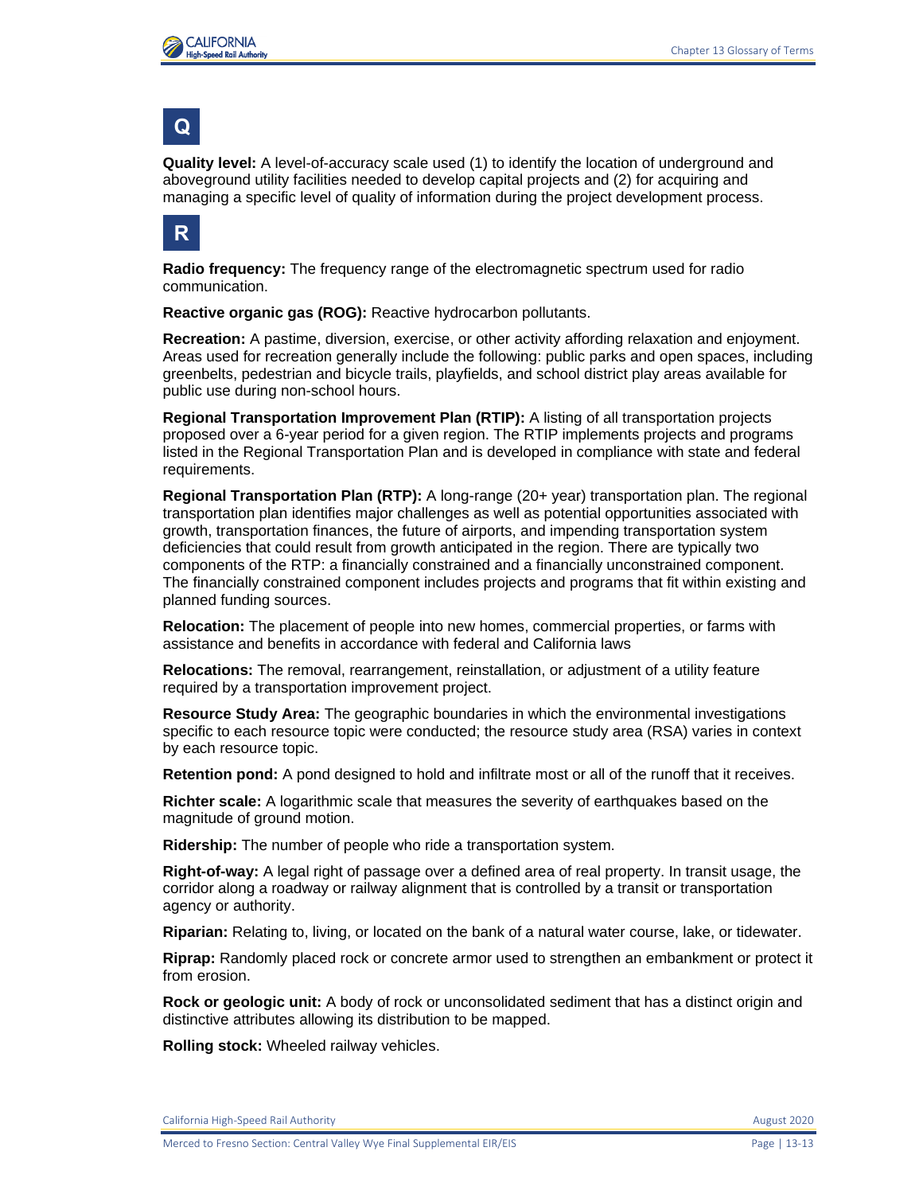## Q

**Quality level:** A level-of-accuracy scale used (1) to identify the location of underground and aboveground utility facilities needed to develop capital projects and (2) for acquiring and managing a specific level of quality of information during the project development process.

## R

**Radio frequency:** The frequency range of the electromagnetic spectrum used for radio communication.

**Reactive organic gas (ROG):** Reactive hydrocarbon pollutants.

**Recreation:** A pastime, diversion, exercise, or other activity affording relaxation and enjoyment. Areas used for recreation generally include the following: public parks and open spaces, including greenbelts, pedestrian and bicycle trails, playfields, and school district play areas available for public use during non-school hours.

**Regional Transportation Improvement Plan (RTIP):** A listing of all transportation projects proposed over a 6-year period for a given region. The RTIP implements projects and programs listed in the Regional Transportation Plan and is developed in compliance with state and federal requirements.

**Regional Transportation Plan (RTP):** A long-range (20+ year) transportation plan. The regional transportation plan identifies major challenges as well as potential opportunities associated with growth, transportation finances, the future of airports, and impending transportation system deficiencies that could result from growth anticipated in the region. There are typically two components of the RTP: a financially constrained and a financially unconstrained component. The financially constrained component includes projects and programs that fit within existing and planned funding sources.

**Relocation:** The placement of people into new homes, commercial properties, or farms with assistance and benefits in accordance with federal and California laws

**Relocations:** The removal, rearrangement, reinstallation, or adjustment of a utility feature required by a transportation improvement project.

**Resource Study Area:** The geographic boundaries in which the environmental investigations specific to each resource topic were conducted; the resource study area (RSA) varies in context by each resource topic.

**Retention pond:** A pond designed to hold and infiltrate most or all of the runoff that it receives.

**Richter scale:** A logarithmic scale that measures the severity of earthquakes based on the magnitude of ground motion.

**Ridership:** The number of people who ride a transportation system.

**Right-of-way:** A legal right of passage over a defined area of real property. In transit usage, the corridor along a roadway or railway alignment that is controlled by a transit or transportation agency or authority.

**Riparian:** Relating to, living, or located on the bank of a natural water course, lake, or tidewater.

**Riprap:** Randomly placed rock or concrete armor used to strengthen an embankment or protect it from erosion.

**Rock or geologic unit:** A body of rock or unconsolidated sediment that has a distinct origin and distinctive attributes allowing its distribution to be mapped.

**Rolling stock:** Wheeled railway vehicles.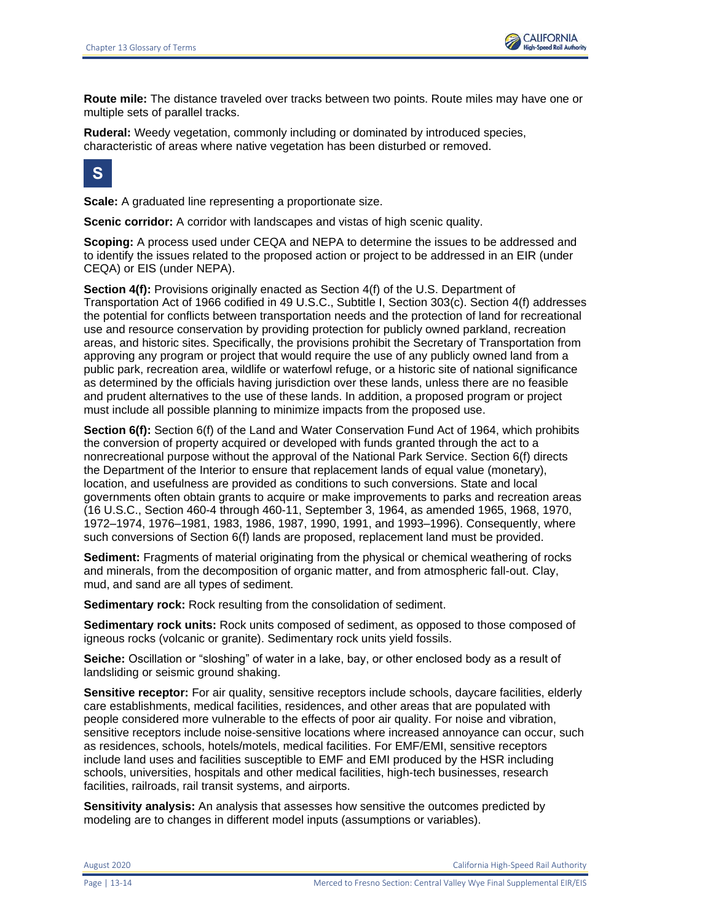**Route mile:** The distance traveled over tracks between two points. Route miles may have one or multiple sets of parallel tracks.

**Ruderal:** Weedy vegetation, commonly including or dominated by introduced species, characteristic of areas where native vegetation has been disturbed or removed.

## S

**Scale:** A graduated line representing a proportionate size.

**Scenic corridor:** A corridor with landscapes and vistas of high scenic quality.

**Scoping:** A process used under CEQA and NEPA to determine the issues to be addressed and to identify the issues related to the proposed action or project to be addressed in an EIR (under CEQA) or EIS (under NEPA).

**Section 4(f):** Provisions originally enacted as Section 4(f) of the U.S. Department of Transportation Act of 1966 codified in 49 U.S.C., Subtitle I, Section 303(c). Section 4(f) addresses the potential for conflicts between transportation needs and the protection of land for recreational use and resource conservation by providing protection for publicly owned parkland, recreation areas, and historic sites. Specifically, the provisions prohibit the Secretary of Transportation from approving any program or project that would require the use of any publicly owned land from a public park, recreation area, wildlife or waterfowl refuge, or a historic site of national significance as determined by the officials having jurisdiction over these lands, unless there are no feasible and prudent alternatives to the use of these lands. In addition, a proposed program or project must include all possible planning to minimize impacts from the proposed use.

**Section 6(f):** Section 6(f) of the Land and Water Conservation Fund Act of 1964, which prohibits the conversion of property acquired or developed with funds granted through the act to a nonrecreational purpose without the approval of the National Park Service. Section 6(f) directs the Department of the Interior to ensure that replacement lands of equal value (monetary), location, and usefulness are provided as conditions to such conversions. State and local governments often obtain grants to acquire or make improvements to parks and recreation areas (16 U.S.C., Section 460-4 through 460-11, September 3, 1964, as amended 1965, 1968, 1970, 1972–1974, 1976–1981, 1983, 1986, 1987, 1990, 1991, and 1993–1996). Consequently, where such conversions of Section 6(f) lands are proposed, replacement land must be provided.

**Sediment:** Fragments of material originating from the physical or chemical weathering of rocks and minerals, from the decomposition of organic matter, and from atmospheric fall-out. Clay, mud, and sand are all types of sediment.

**Sedimentary rock:** Rock resulting from the consolidation of sediment.

**Sedimentary rock units:** Rock units composed of sediment, as opposed to those composed of igneous rocks (volcanic or granite). Sedimentary rock units yield fossils.

**Seiche:** Oscillation or "sloshing" of water in a lake, bay, or other enclosed body as a result of landsliding or seismic ground shaking.

**Sensitive receptor:** For air quality, sensitive receptors include schools, daycare facilities, elderly care establishments, medical facilities, residences, and other areas that are populated with people considered more vulnerable to the effects of poor air quality. For noise and vibration, sensitive receptors include noise-sensitive locations where increased annoyance can occur, such as residences, schools, hotels/motels, medical facilities. For EMF/EMI, sensitive receptors include land uses and facilities susceptible to EMF and EMI produced by the HSR including schools, universities, hospitals and other medical facilities, high-tech businesses, research facilities, railroads, rail transit systems, and airports.

**Sensitivity analysis:** An analysis that assesses how sensitive the outcomes predicted by modeling are to changes in different model inputs (assumptions or variables).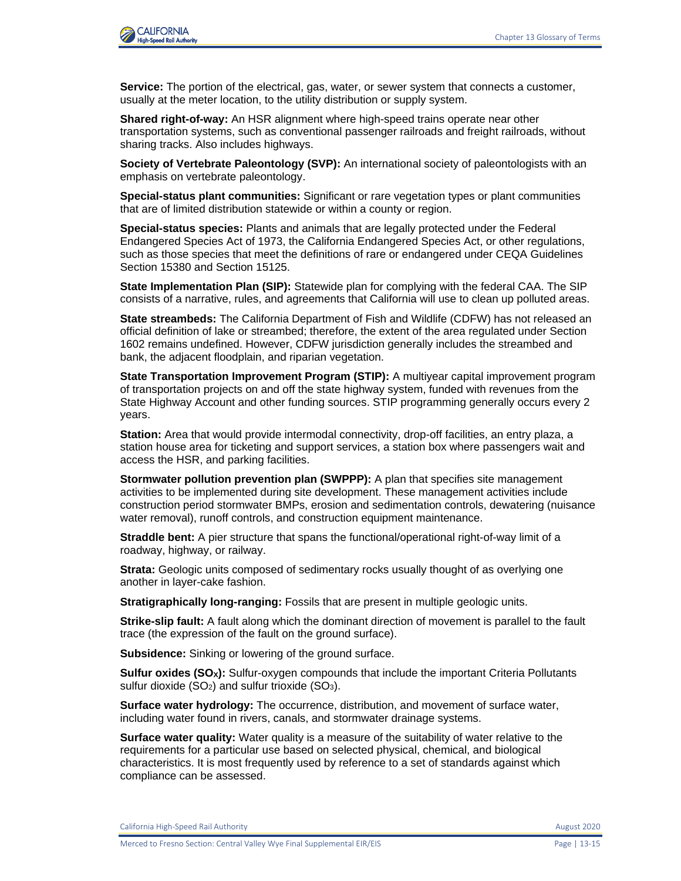**Service:** The portion of the electrical, gas, water, or sewer system that connects a customer, usually at the meter location, to the utility distribution or supply system.

**Shared right-of-way:** An HSR alignment where high-speed trains operate near other transportation systems, such as conventional passenger railroads and freight railroads, without sharing tracks. Also includes highways.

**Society of Vertebrate Paleontology (SVP):** An international society of paleontologists with an emphasis on vertebrate paleontology.

**Special-status plant communities:** Significant or rare vegetation types or plant communities that are of limited distribution statewide or within a county or region.

**Special-status species:** Plants and animals that are legally protected under the Federal Endangered Species Act of 1973, the California Endangered Species Act, or other regulations, such as those species that meet the definitions of rare or endangered under CEQA Guidelines Section 15380 and Section 15125.

**State Implementation Plan (SIP):** Statewide plan for complying with the federal CAA. The SIP consists of a narrative, rules, and agreements that California will use to clean up polluted areas.

**State streambeds:** The California Department of Fish and Wildlife (CDFW) has not released an official definition of lake or streambed; therefore, the extent of the area regulated under Section 1602 remains undefined. However, CDFW jurisdiction generally includes the streambed and bank, the adjacent floodplain, and riparian vegetation.

**State Transportation Improvement Program (STIP):** A multiyear capital improvement program of transportation projects on and off the state highway system, funded with revenues from the State Highway Account and other funding sources. STIP programming generally occurs every 2 years.

**Station:** Area that would provide intermodal connectivity, drop-off facilities, an entry plaza, a station house area for ticketing and support services, a station box where passengers wait and access the HSR, and parking facilities.

**Stormwater pollution prevention plan (SWPPP):** A plan that specifies site management activities to be implemented during site development. These management activities include construction period stormwater BMPs, erosion and sedimentation controls, dewatering (nuisance water removal), runoff controls, and construction equipment maintenance.

**Straddle bent:** A pier structure that spans the functional/operational right-of-way limit of a roadway, highway, or railway.

**Strata:** Geologic units composed of sedimentary rocks usually thought of as overlying one another in layer-cake fashion.

**Stratigraphically long-ranging:** Fossils that are present in multiple geologic units.

**Strike-slip fault:** A fault along which the dominant direction of movement is parallel to the fault trace (the expression of the fault on the ground surface).

**Subsidence:** Sinking or lowering of the ground surface.

**Sulfur oxides ($SO_X$):** Sulfur-oxygen compounds that include the important Criteria Pollutants sulfur dioxide ($SO_2$) and sulfur trioxide ($SO_3$).

**Surface water hydrology:** The occurrence, distribution, and movement of surface water, including water found in rivers, canals, and stormwater drainage systems.

**Surface water quality:** Water quality is a measure of the suitability of water relative to the requirements for a particular use based on selected physical, chemical, and biological characteristics. It is most frequently used by reference to a set of standards against which compliance can be assessed.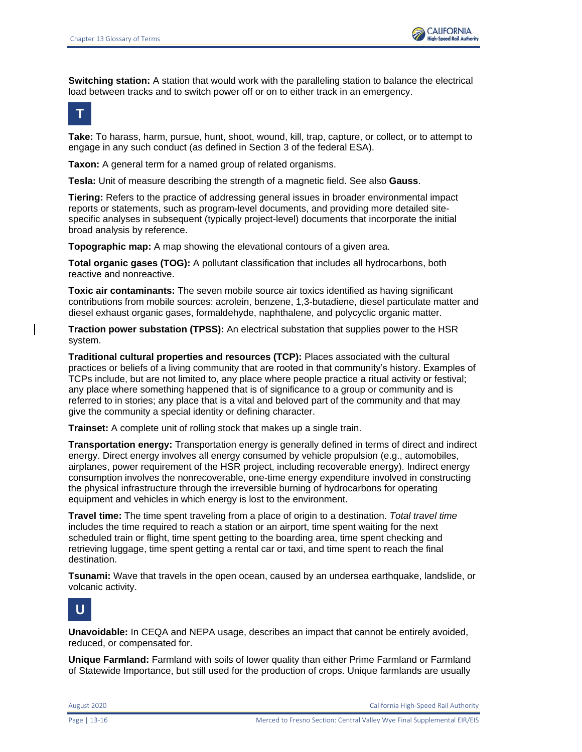**Switching station:** A station that would work with the paralleling station to balance the electrical load between tracks and to switch power off or on to either track in an emergency.

## T

**Take:** To harass, harm, pursue, hunt, shoot, wound, kill, trap, capture, or collect, or to attempt to engage in any such conduct (as defined in Section 3 of the federal ESA).

**Taxon:** A general term for a named group of related organisms.

**Tesla:** Unit of measure describing the strength of a magnetic field. See also **Gauss**.

**Tiering:** Refers to the practice of addressing general issues in broader environmental impact reports or statements, such as program-level documents, and providing more detailed site-specific analyses in subsequent (typically project-level) documents that incorporate the initial broad analysis by reference.

**Topographic map:** A map showing the elevational contours of a given area.

**Total organic gases (TOG):** A pollutant classification that includes all hydrocarbons, both reactive and nonreactive.

**Toxic air contaminants:** The seven mobile source air toxics identified as having significant contributions from mobile sources: acrolein, benzene, 1,3-butadiene, diesel particulate matter and diesel exhaust organic gases, formaldehyde, naphthalene, and polycyclic organic matter.

**Traction power substation (TPSS):** An electrical substation that supplies power to the HSR system.

**Traditional cultural properties and resources (TCP):** Places associated with the cultural practices or beliefs of a living community that are rooted in that community's history. Examples of TCPs include, but are not limited to, any place where people practice a ritual activity or festival; any place where something happened that is of significance to a group or community and is referred to in stories; any place that is a vital and beloved part of the community and that may give the community a special identity or defining character.

**Trainset:** A complete unit of rolling stock that makes up a single train.

**Transportation energy:** Transportation energy is generally defined in terms of direct and indirect energy. Direct energy involves all energy consumed by vehicle propulsion (e.g., automobiles, airplanes, power requirement of the HSR project, including recoverable energy). Indirect energy consumption involves the nonrecoverable, one-time energy expenditure involved in constructing the physical infrastructure through the irreversible burning of hydrocarbons for operating equipment and vehicles in which energy is lost to the environment.

**Travel time:** The time spent traveling from a place of origin to a destination. *Total travel time* includes the time required to reach a station or an airport, time spent waiting for the next scheduled train or flight, time spent getting to the boarding area, time spent checking and retrieving luggage, time spent getting a rental car or taxi, and time spent to reach the final destination.

**Tsunami:** Wave that travels in the open ocean, caused by an undersea earthquake, landslide, or volcanic activity.

## U

**Unavoidable:** In CEQA and NEPA usage, describes an impact that cannot be entirely avoided, reduced, or compensated for.

**Unique Farmland:** Farmland with soils of lower quality than either Prime Farmland or Farmland of Statewide Importance, but still used for the production of crops. Unique farmlands are usually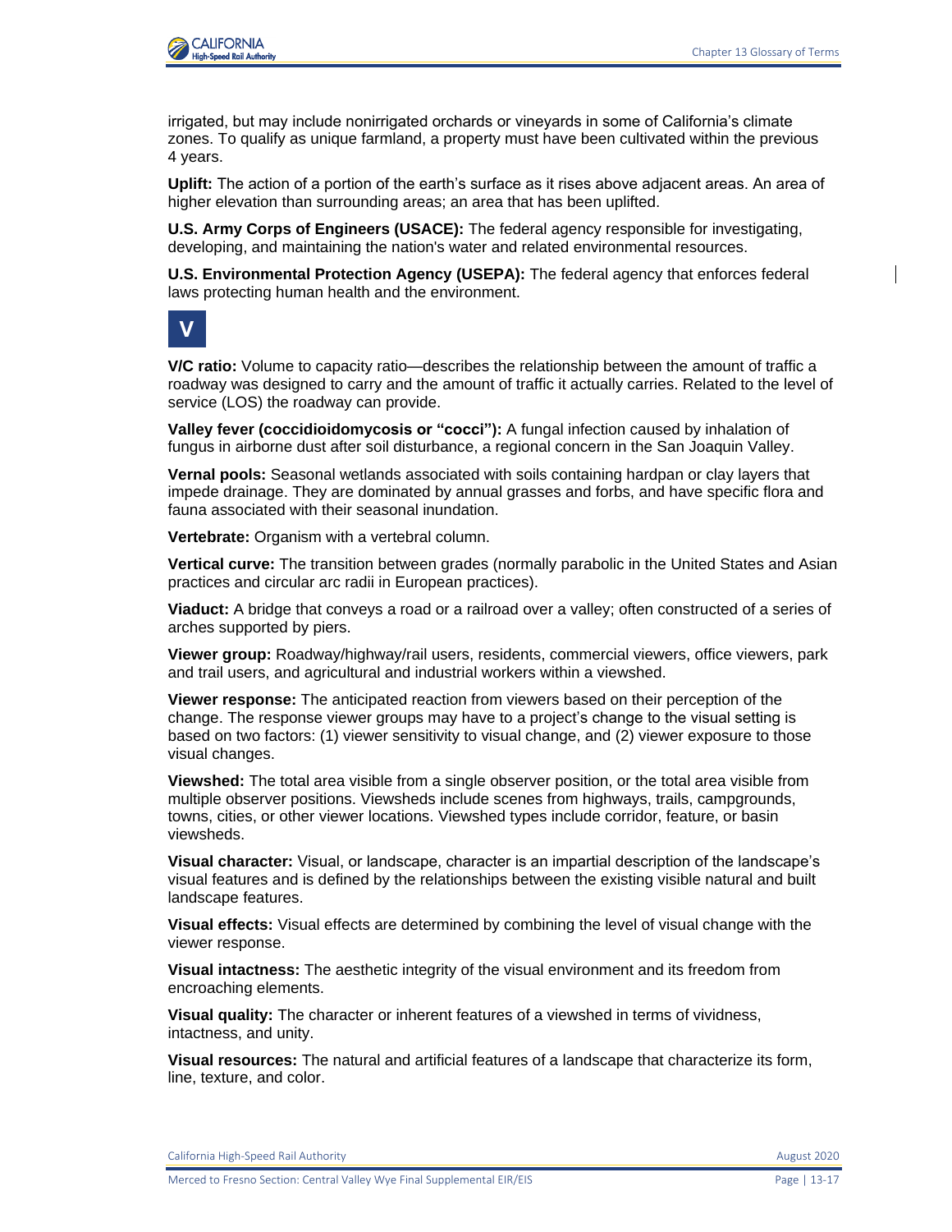irrigated, but may include nonirrigated orchards or vineyards in some of California's climate zones. To qualify as unique farmland, a property must have been cultivated within the previous 4 years.

**Uplift:** The action of a portion of the earth's surface as it rises above adjacent areas. An area of higher elevation than surrounding areas; an area that has been uplifted.

**U.S. Army Corps of Engineers (USACE):** The federal agency responsible for investigating, developing, and maintaining the nation's water and related environmental resources.

**U.S. Environmental Protection Agency (USEPA):** The federal agency that enforces federal laws protecting human health and the environment.

## V

**V/C ratio:** Volume to capacity ratio—describes the relationship between the amount of traffic a roadway was designed to carry and the amount of traffic it actually carries. Related to the level of service (LOS) the roadway can provide.

**Valley fever (coccidioidomycosis or "cocci"):** A fungal infection caused by inhalation of fungus in airborne dust after soil disturbance, a regional concern in the San Joaquin Valley.

**Vernal pools:** Seasonal wetlands associated with soils containing hardpan or clay layers that impede drainage. They are dominated by annual grasses and forbs, and have specific flora and fauna associated with their seasonal inundation.

**Vertebrate:** Organism with a vertebral column.

**Vertical curve:** The transition between grades (normally parabolic in the United States and Asian practices and circular arc radii in European practices).

**Viaduct:** A bridge that conveys a road or a railroad over a valley; often constructed of a series of arches supported by piers.

**Viewer group:** Roadway/highway/rail users, residents, commercial viewers, office viewers, park and trail users, and agricultural and industrial workers within a viewshed.

**Viewer response:** The anticipated reaction from viewers based on their perception of the change. The response viewer groups may have to a project's change to the visual setting is based on two factors: (1) viewer sensitivity to visual change, and (2) viewer exposure to those visual changes.

**Viewshed:** The total area visible from a single observer position, or the total area visible from multiple observer positions. Viewsheds include scenes from highways, trails, campgrounds, towns, cities, or other viewer locations. Viewshed types include corridor, feature, or basin viewsheds.

**Visual character:** Visual, or landscape, character is an impartial description of the landscape's visual features and is defined by the relationships between the existing visible natural and built landscape features.

**Visual effects:** Visual effects are determined by combining the level of visual change with the viewer response.

**Visual intactness:** The aesthetic integrity of the visual environment and its freedom from encroaching elements.

**Visual quality:** The character or inherent features of a viewshed in terms of vividness, intactness, and unity.

**Visual resources:** The natural and artificial features of a landscape that characterize its form, line, texture, and color.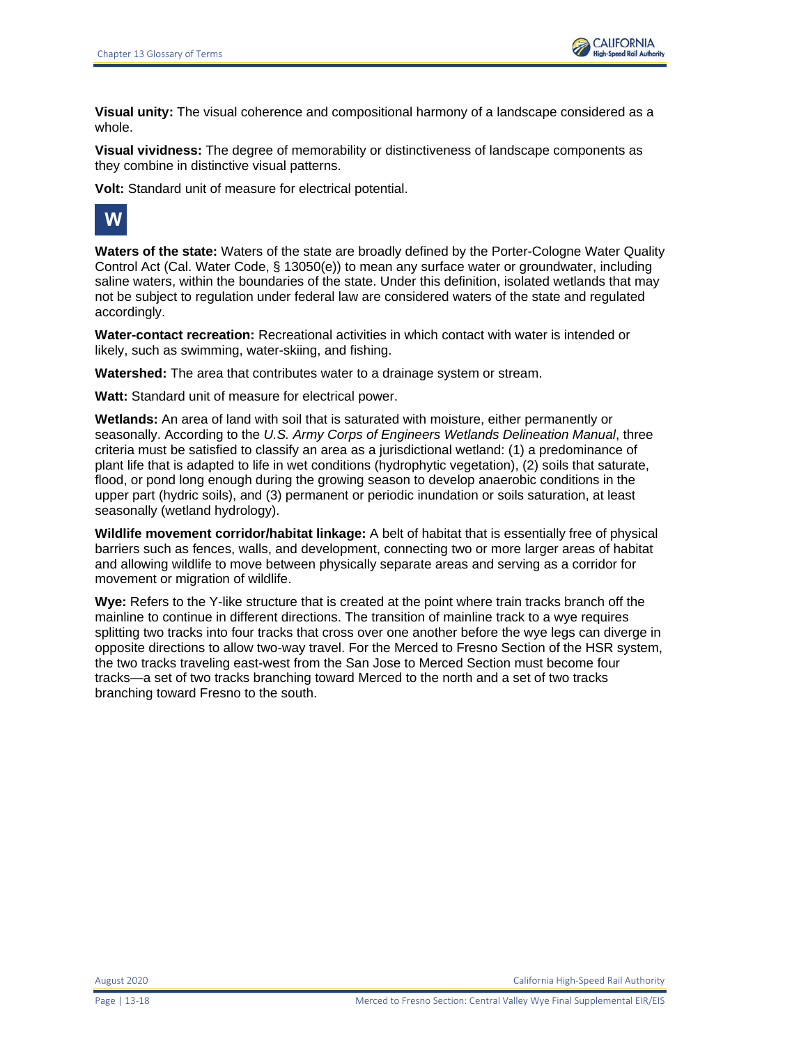**Visual unity:** The visual coherence and compositional harmony of a landscape considered as a whole.

**Visual vividness:** The degree of memorability or distinctiveness of landscape components as they combine in distinctive visual patterns.

**Volt:** Standard unit of measure for electrical potential.

## W

**Waters of the state:** Waters of the state are broadly defined by the Porter-Cologne Water Quality Control Act (Cal. Water Code, § 13050(e)) to mean any surface water or groundwater, including saline waters, within the boundaries of the state. Under this definition, isolated wetlands that may not be subject to regulation under federal law are considered waters of the state and regulated accordingly.

**Water-contact recreation:** Recreational activities in which contact with water is intended or likely, such as swimming, water-skiing, and fishing.

**Watershed:** The area that contributes water to a drainage system or stream.

**Watt:** Standard unit of measure for electrical power.

**Wetlands:** An area of land with soil that is saturated with moisture, either permanently or seasonally. According to the *U.S. Army Corps of Engineers Wetlands Delineation Manual*, three criteria must be satisfied to classify an area as a jurisdictional wetland: (1) a predominance of plant life that is adapted to life in wet conditions (hydrophytic vegetation), (2) soils that saturate, flood, or pond long enough during the growing season to develop anaerobic conditions in the upper part (hydric soils), and (3) permanent or periodic inundation or soils saturation, at least seasonally (wetland hydrology).

**Wildlife movement corridor/habitat linkage:** A belt of habitat that is essentially free of physical barriers such as fences, walls, and development, connecting two or more larger areas of habitat and allowing wildlife to move between physically separate areas and serving as a corridor for movement or migration of wildlife.

**Wye:** Refers to the Y-like structure that is created at the point where train tracks branch off the mainline to continue in different directions. The transition of mainline track to a wye requires splitting two tracks into four tracks that cross over one another before the wye legs can diverge in opposite directions to allow two-way travel. For the Merced to Fresno Section of the HSR system, the two tracks traveling east-west from the San Jose to Merced Section must become four tracks—a set of two tracks branching toward Merced to the north and a set of two tracks branching toward Fresno to the south.